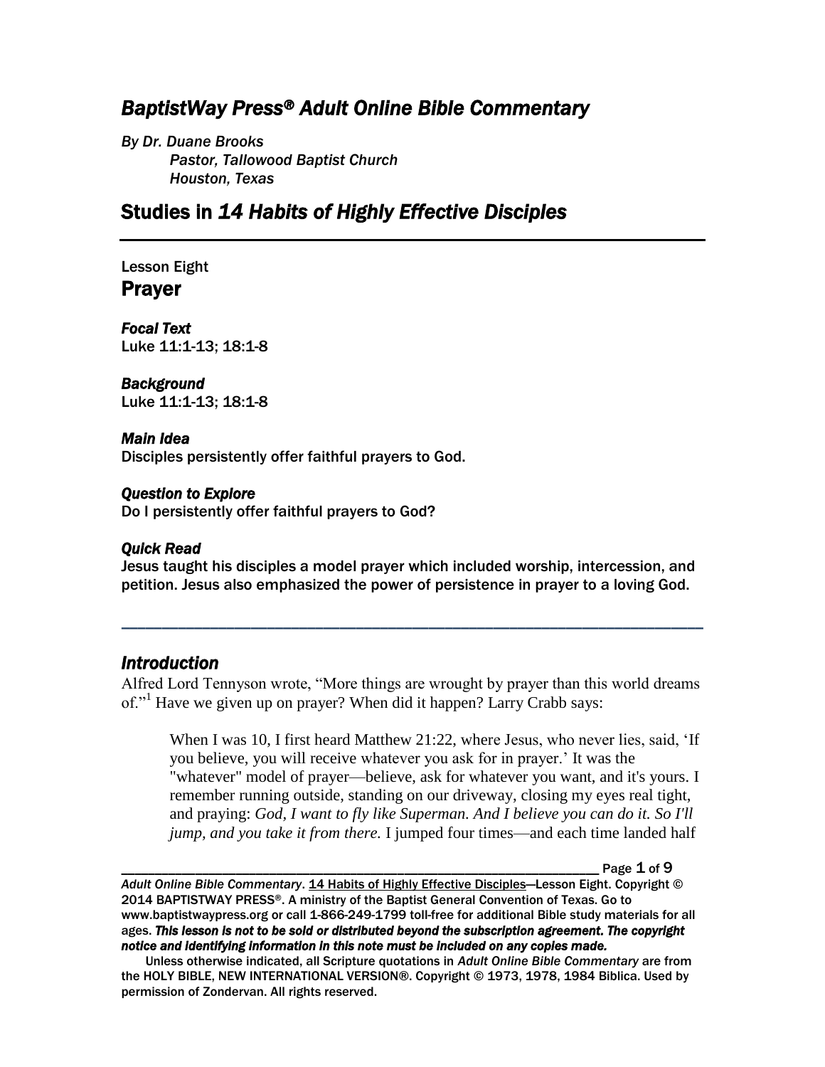# *BaptistWay Press® Adult Online Bible Commentary*

*By Dr. Duane Brooks*
*Pastor, Tallowood Baptist Church*
*Houston, Texas*

## Studies in *14 Habits of Highly Effective Disciples*

---

Lesson Eight
## Prayer

***Focal Text***
Luke 11:1-13; 18:1-8

***Background***
Luke 11:1-13; 18:1-8

***Main Idea***
Disciples persistently offer faithful prayers to God.

***Question to Explore***
Do I persistently offer faithful prayers to God?

***Quick Read***
Jesus taught his disciples a model prayer which included worship, intercession, and petition. Jesus also emphasized the power of persistence in prayer to a loving God.

---

### *Introduction*

Alfred Lord Tennyson wrote, "More things are wrought by prayer than this world dreams of."[1] Have we given up on prayer? When did it happen? Larry Crabb says:

> When I was 10, I first heard Matthew 21:22, where Jesus, who never lies, said, 'If you believe, you will receive whatever you ask for in prayer.' It was the "whatever" model of prayer—believe, ask for whatever you want, and it's yours. I remember running outside, standing on our driveway, closing my eyes real tight, and praying: *God, I want to fly like Superman. And I believe you can do it. So I'll jump, and you take it from there.* I jumped four times—and each time landed half

---

*Adult Online Bible Commentary*. 14 Habits of Highly Effective Disciples—Lesson Eight. Copyright © 2014 BAPTISTWAY PRESS®. A ministry of the Baptist General Convention of Texas. Go to www.baptistwaypress.org or call 1-866-249-1799 toll-free for additional Bible study materials for all ages. ***This lesson is not to be sold or distributed beyond the subscription agreement. The copyright notice and identifying information in this note must be included on any copies made.***

Unless otherwise indicated, all Scripture quotations in *Adult Online Bible Commentary* are from the HOLY BIBLE, NEW INTERNATIONAL VERSION®. Copyright © 1973, 1978, 1984 Biblica. Used by permission of Zondervan. All rights reserved.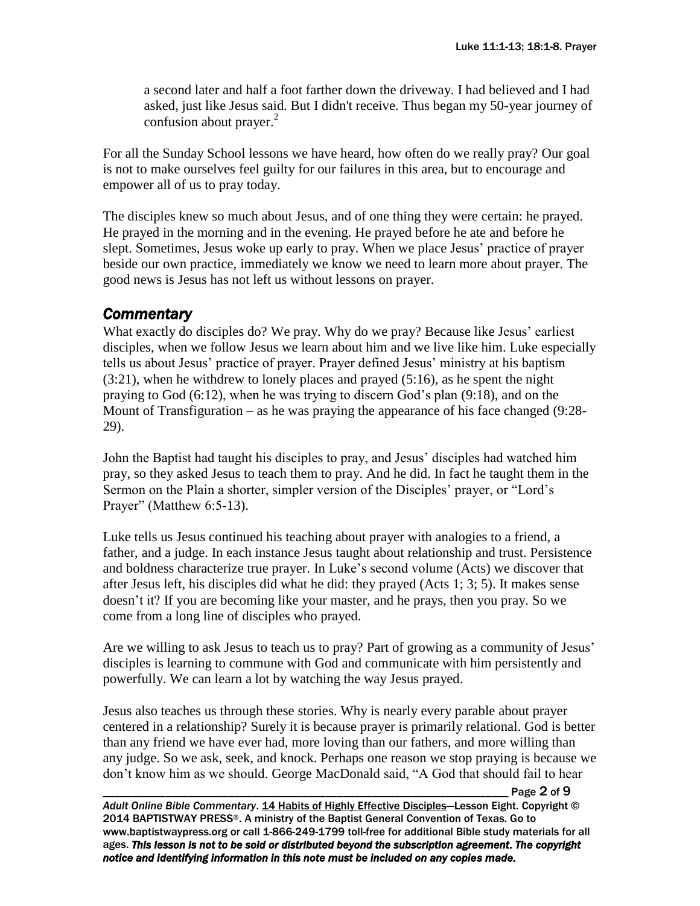> a second later and half a foot farther down the driveway. I had believed and I had asked, just like Jesus said. But I didn't receive. Thus began my 50-year journey of confusion about prayer.[2]

For all the Sunday School lessons we have heard, how often do we really pray? Our goal is not to make ourselves feel guilty for our failures in this area, but to encourage and empower all of us to pray today.

The disciples knew so much about Jesus, and of one thing they were certain: he prayed. He prayed in the morning and in the evening. He prayed before he ate and before he slept. Sometimes, Jesus woke up early to pray. When we place Jesus' practice of prayer beside our own practice, immediately we know we need to learn more about prayer. The good news is Jesus has not left us without lessons on prayer.

## *Commentary*

What exactly do disciples do? We pray. Why do we pray? Because like Jesus' earliest disciples, when we follow Jesus we learn about him and we live like him. Luke especially tells us about Jesus' practice of prayer. Prayer defined Jesus' ministry at his baptism (3:21), when he withdrew to lonely places and prayed (5:16), as he spent the night praying to God (6:12), when he was trying to discern God's plan (9:18), and on the Mount of Transfiguration – as he was praying the appearance of his face changed (9:28-29).

John the Baptist had taught his disciples to pray, and Jesus' disciples had watched him pray, so they asked Jesus to teach them to pray. And he did. In fact he taught them in the Sermon on the Plain a shorter, simpler version of the Disciples' prayer, or "Lord's Prayer" (Matthew 6:5-13).

Luke tells us Jesus continued his teaching about prayer with analogies to a friend, a father, and a judge. In each instance Jesus taught about relationship and trust. Persistence and boldness characterize true prayer. In Luke's second volume (Acts) we discover that after Jesus left, his disciples did what he did: they prayed (Acts 1; 3; 5). It makes sense doesn't it? If you are becoming like your master, and he prays, then you pray. So we come from a long line of disciples who prayed.

Are we willing to ask Jesus to teach us to pray? Part of growing as a community of Jesus' disciples is learning to commune with God and communicate with him persistently and powerfully. We can learn a lot by watching the way Jesus prayed.

Jesus also teaches us through these stories. Why is nearly every parable about prayer centered in a relationship? Surely it is because prayer is primarily relational. God is better than any friend we have ever had, more loving than our fathers, and more willing than any judge. So we ask, seek, and knock. Perhaps one reason we stop praying is because we don't know him as we should. George MacDonald said, "A God that should fail to hear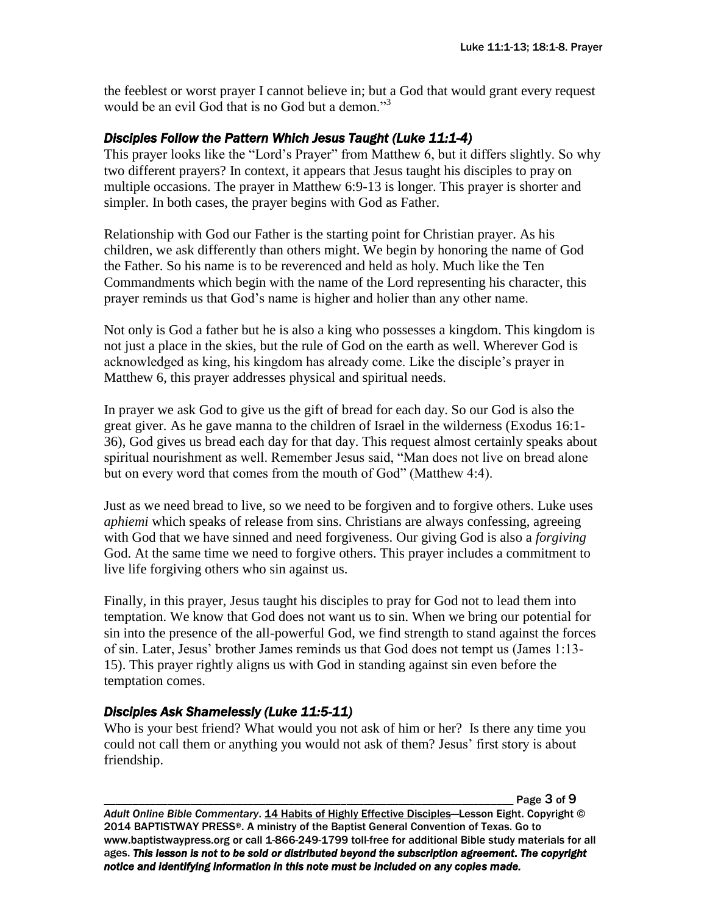the feeblest or worst prayer I cannot believe in; but a God that would grant every request would be an evil God that is no God but a demon."[3]

### *Disciples Follow the Pattern Which Jesus Taught (Luke 11:1-4)*

This prayer looks like the "Lord's Prayer" from Matthew 6, but it differs slightly. So why two different prayers? In context, it appears that Jesus taught his disciples to pray on multiple occasions. The prayer in Matthew 6:9-13 is longer. This prayer is shorter and simpler. In both cases, the prayer begins with God as Father.

Relationship with God our Father is the starting point for Christian prayer. As his children, we ask differently than others might. We begin by honoring the name of God the Father. So his name is to be reverenced and held as holy. Much like the Ten Commandments which begin with the name of the Lord representing his character, this prayer reminds us that God's name is higher and holier than any other name.

Not only is God a father but he is also a king who possesses a kingdom. This kingdom is not just a place in the skies, but the rule of God on the earth as well. Wherever God is acknowledged as king, his kingdom has already come. Like the disciple's prayer in Matthew 6, this prayer addresses physical and spiritual needs.

In prayer we ask God to give us the gift of bread for each day. So our God is also the great giver. As he gave manna to the children of Israel in the wilderness (Exodus 16:1-36), God gives us bread each day for that day. This request almost certainly speaks about spiritual nourishment as well. Remember Jesus said, "Man does not live on bread alone but on every word that comes from the mouth of God" (Matthew 4:4).

Just as we need bread to live, so we need to be forgiven and to forgive others. Luke uses *aphiemi* which speaks of release from sins. Christians are always confessing, agreeing with God that we have sinned and need forgiveness. Our giving God is also a *forgiving* God. At the same time we need to forgive others. This prayer includes a commitment to live life forgiving others who sin against us.

Finally, in this prayer, Jesus taught his disciples to pray for God not to lead them into temptation. We know that God does not want us to sin. When we bring our potential for sin into the presence of the all-powerful God, we find strength to stand against the forces of sin. Later, Jesus' brother James reminds us that God does not tempt us (James 1:13-15). This prayer rightly aligns us with God in standing against sin even before the temptation comes.

### *Disciples Ask Shamelessly (Luke 11:5-11)*

Who is your best friend? What would you not ask of him or her? Is there any time you could not call them or anything you would not ask of them? Jesus' first story is about friendship.

*Adult Online Bible Commentary*. 14 Habits of Highly Effective Disciples—Lesson Eight. Copyright © 2014 BAPTISTWAY PRESS®. A ministry of the Baptist General Convention of Texas. Go to www.baptistwaypress.org or call 1-866-249-1799 toll-free for additional Bible study materials for all ages. ***This lesson is not to be sold or distributed beyond the subscription agreement. The copyright notice and identifying information in this note must be included on any copies made.***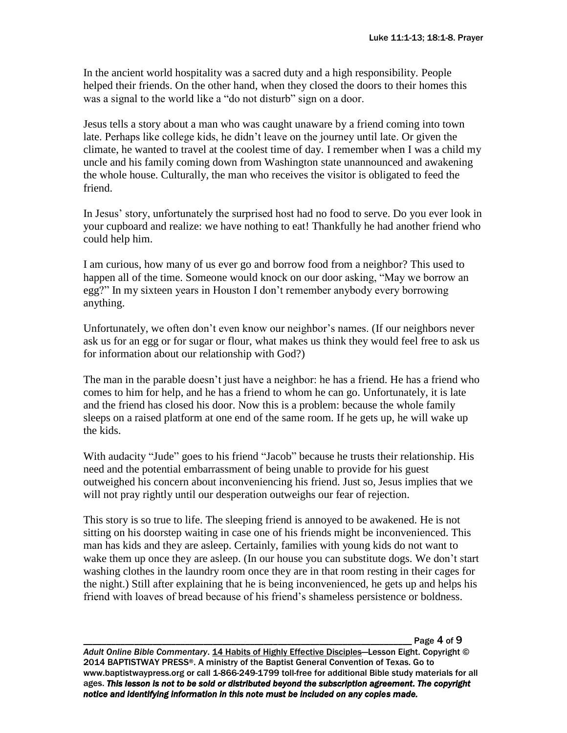In the ancient world hospitality was a sacred duty and a high responsibility. People helped their friends. On the other hand, when they closed the doors to their homes this was a signal to the world like a "do not disturb" sign on a door.

Jesus tells a story about a man who was caught unaware by a friend coming into town late. Perhaps like college kids, he didn't leave on the journey until late. Or given the climate, he wanted to travel at the coolest time of day. I remember when I was a child my uncle and his family coming down from Washington state unannounced and awakening the whole house. Culturally, the man who receives the visitor is obligated to feed the friend.

In Jesus' story, unfortunately the surprised host had no food to serve. Do you ever look in your cupboard and realize: we have nothing to eat! Thankfully he had another friend who could help him.

I am curious, how many of us ever go and borrow food from a neighbor? This used to happen all of the time. Someone would knock on our door asking, "May we borrow an egg?" In my sixteen years in Houston I don't remember anybody every borrowing anything.

Unfortunately, we often don't even know our neighbor's names. (If our neighbors never ask us for an egg or for sugar or flour, what makes us think they would feel free to ask us for information about our relationship with God?)

The man in the parable doesn't just have a neighbor: he has a friend. He has a friend who comes to him for help, and he has a friend to whom he can go. Unfortunately, it is late and the friend has closed his door. Now this is a problem: because the whole family sleeps on a raised platform at one end of the same room. If he gets up, he will wake up the kids.

With audacity "Jude" goes to his friend "Jacob" because he trusts their relationship. His need and the potential embarrassment of being unable to provide for his guest outweighed his concern about inconveniencing his friend. Just so, Jesus implies that we will not pray rightly until our desperation outweighs our fear of rejection.

This story is so true to life. The sleeping friend is annoyed to be awakened. He is not sitting on his doorstep waiting in case one of his friends might be inconvenienced. This man has kids and they are asleep. Certainly, families with young kids do not want to wake them up once they are asleep. (In our house you can substitute dogs. We don't start washing clothes in the laundry room once they are in that room resting in their cages for the night.) Still after explaining that he is being inconvenienced, he gets up and helps his friend with loaves of bread because of his friend's shameless persistence or boldness.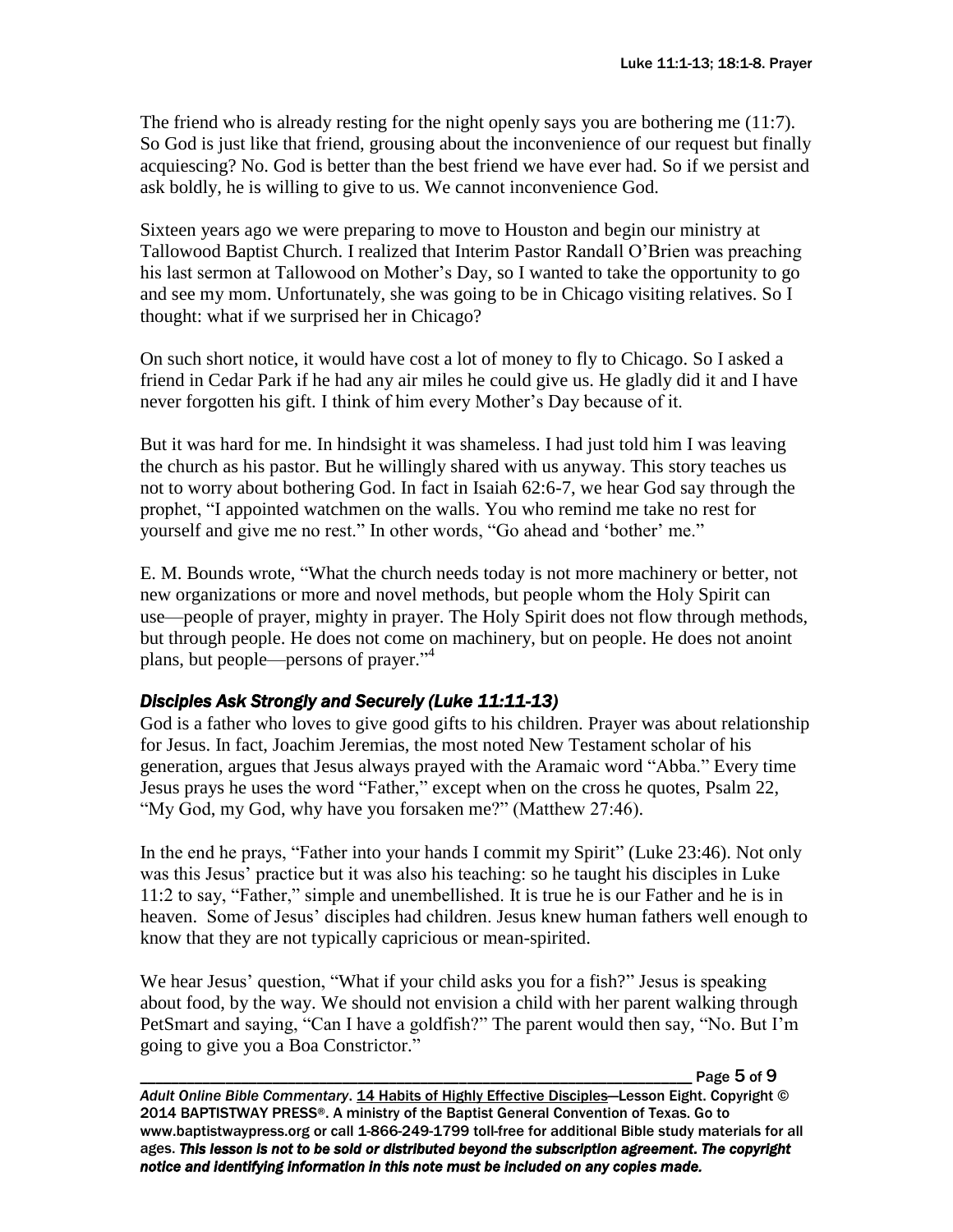The friend who is already resting for the night openly says you are bothering me (11:7). So God is just like that friend, grousing about the inconvenience of our request but finally acquiescing? No. God is better than the best friend we have ever had. So if we persist and ask boldly, he is willing to give to us. We cannot inconvenience God.

Sixteen years ago we were preparing to move to Houston and begin our ministry at Tallowood Baptist Church. I realized that Interim Pastor Randall O'Brien was preaching his last sermon at Tallowood on Mother's Day, so I wanted to take the opportunity to go and see my mom. Unfortunately, she was going to be in Chicago visiting relatives. So I thought: what if we surprised her in Chicago?

On such short notice, it would have cost a lot of money to fly to Chicago. So I asked a friend in Cedar Park if he had any air miles he could give us. He gladly did it and I have never forgotten his gift. I think of him every Mother's Day because of it.

But it was hard for me. In hindsight it was shameless. I had just told him I was leaving the church as his pastor. But he willingly shared with us anyway. This story teaches us not to worry about bothering God. In fact in Isaiah 62:6-7, we hear God say through the prophet, "I appointed watchmen on the walls. You who remind me take no rest for yourself and give me no rest." In other words, "Go ahead and 'bother' me."

E. M. Bounds wrote, "What the church needs today is not more machinery or better, not new organizations or more and novel methods, but people whom the Holy Spirit can use—people of prayer, mighty in prayer. The Holy Spirit does not flow through methods, but through people. He does not come on machinery, but on people. He does not anoint plans, but people—persons of prayer."[4]

### *Disciples Ask Strongly and Securely (Luke 11:11-13)*

God is a father who loves to give good gifts to his children. Prayer was about relationship for Jesus. In fact, Joachim Jeremias, the most noted New Testament scholar of his generation, argues that Jesus always prayed with the Aramaic word "Abba." Every time Jesus prays he uses the word "Father," except when on the cross he quotes, Psalm 22, "My God, my God, why have you forsaken me?" (Matthew 27:46).

In the end he prays, "Father into your hands I commit my Spirit" (Luke 23:46). Not only was this Jesus' practice but it was also his teaching: so he taught his disciples in Luke 11:2 to say, "Father," simple and unembellished. It is true he is our Father and he is in heaven. Some of Jesus' disciples had children. Jesus knew human fathers well enough to know that they are not typically capricious or mean-spirited.

We hear Jesus' question, "What if your child asks you for a fish?" Jesus is speaking about food, by the way. We should not envision a child with her parent walking through PetSmart and saying, "Can I have a goldfish?" The parent would then say, "No. But I'm going to give you a Boa Constrictor."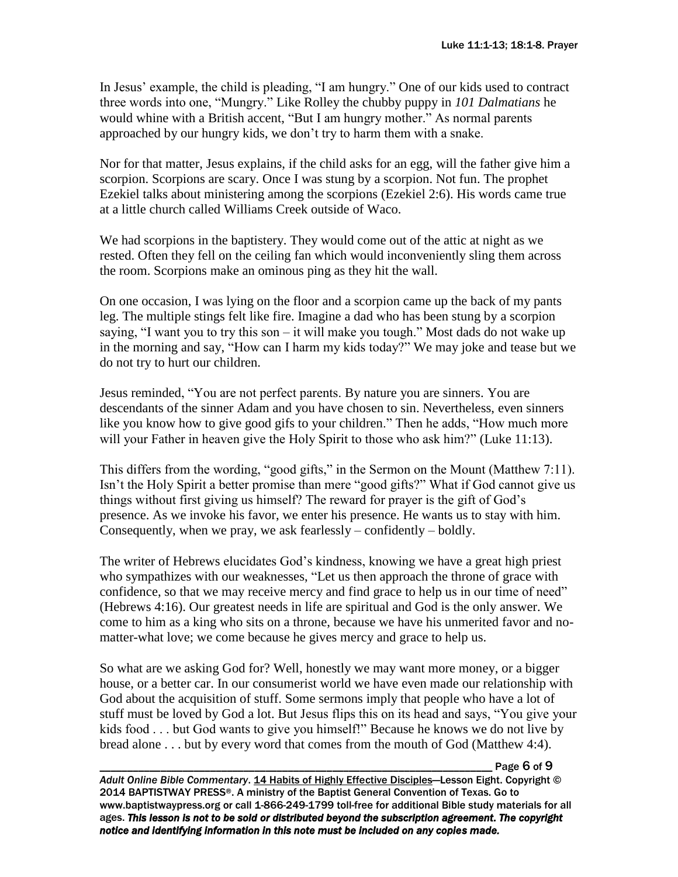In Jesus' example, the child is pleading, "I am hungry." One of our kids used to contract three words into one, "Mungry." Like Rolley the chubby puppy in *101 Dalmatians* he would whine with a British accent, "But I am hungry mother." As normal parents approached by our hungry kids, we don't try to harm them with a snake.

Nor for that matter, Jesus explains, if the child asks for an egg, will the father give him a scorpion. Scorpions are scary. Once I was stung by a scorpion. Not fun. The prophet Ezekiel talks about ministering among the scorpions (Ezekiel 2:6). His words came true at a little church called Williams Creek outside of Waco.

We had scorpions in the baptistery. They would come out of the attic at night as we rested. Often they fell on the ceiling fan which would inconveniently sling them across the room. Scorpions make an ominous ping as they hit the wall.

On one occasion, I was lying on the floor and a scorpion came up the back of my pants leg. The multiple stings felt like fire. Imagine a dad who has been stung by a scorpion saying, "I want you to try this son – it will make you tough." Most dads do not wake up in the morning and say, "How can I harm my kids today?" We may joke and tease but we do not try to hurt our children.

Jesus reminded, "You are not perfect parents. By nature you are sinners. You are descendants of the sinner Adam and you have chosen to sin. Nevertheless, even sinners like you know how to give good gifs to your children." Then he adds, "How much more will your Father in heaven give the Holy Spirit to those who ask him?" (Luke 11:13).

This differs from the wording, "good gifts," in the Sermon on the Mount (Matthew 7:11). Isn't the Holy Spirit a better promise than mere "good gifts?" What if God cannot give us things without first giving us himself? The reward for prayer is the gift of God's presence. As we invoke his favor, we enter his presence. He wants us to stay with him. Consequently, when we pray, we ask fearlessly – confidently – boldly.

The writer of Hebrews elucidates God's kindness, knowing we have a great high priest who sympathizes with our weaknesses, "Let us then approach the throne of grace with confidence, so that we may receive mercy and find grace to help us in our time of need" (Hebrews 4:16). Our greatest needs in life are spiritual and God is the only answer. We come to him as a king who sits on a throne, because we have his unmerited favor and no-matter-what love; we come because he gives mercy and grace to help us.

So what are we asking God for? Well, honestly we may want more money, or a bigger house, or a better car. In our consumerist world we have even made our relationship with God about the acquisition of stuff. Some sermons imply that people who have a lot of stuff must be loved by God a lot. But Jesus flips this on its head and says, "You give your kids food . . . but God wants to give you himself!" Because he knows we do not live by bread alone . . . but by every word that comes from the mouth of God (Matthew 4:4).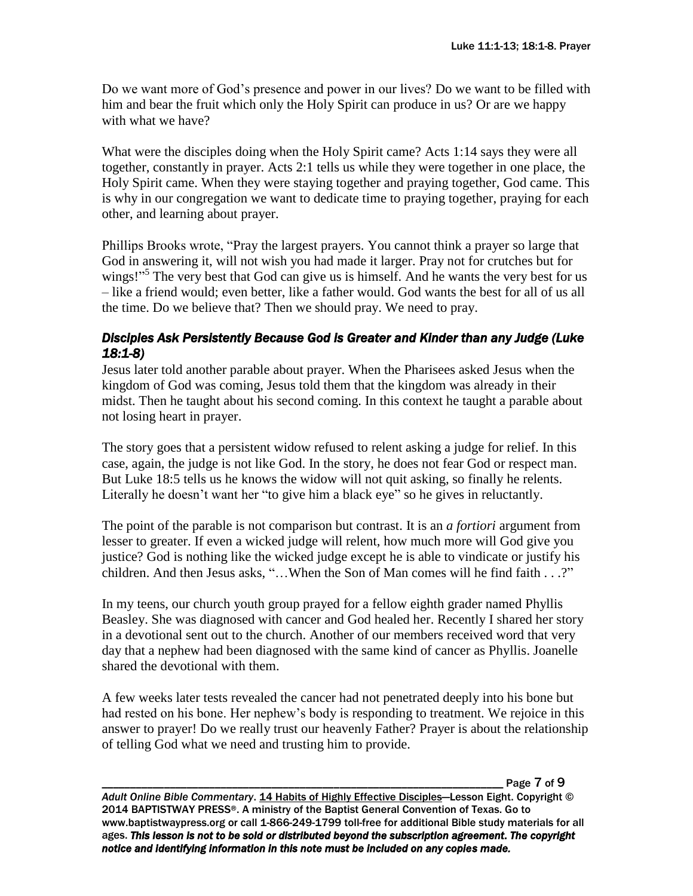Do we want more of God's presence and power in our lives? Do we want to be filled with him and bear the fruit which only the Holy Spirit can produce in us? Or are we happy with what we have?

What were the disciples doing when the Holy Spirit came? Acts 1:14 says they were all together, constantly in prayer. Acts 2:1 tells us while they were together in one place, the Holy Spirit came. When they were staying together and praying together, God came. This is why in our congregation we want to dedicate time to praying together, praying for each other, and learning about prayer.

Phillips Brooks wrote, "Pray the largest prayers. You cannot think a prayer so large that God in answering it, will not wish you had made it larger. Pray not for crutches but for wings!"[5] The very best that God can give us is himself. And he wants the very best for us – like a friend would; even better, like a father would. God wants the best for all of us all the time. Do we believe that? Then we should pray. We need to pray.

### *Disciples Ask Persistently Because God is Greater and Kinder than any Judge (Luke 18:1-8)*

Jesus later told another parable about prayer. When the Pharisees asked Jesus when the kingdom of God was coming, Jesus told them that the kingdom was already in their midst. Then he taught about his second coming. In this context he taught a parable about not losing heart in prayer.

The story goes that a persistent widow refused to relent asking a judge for relief. In this case, again, the judge is not like God. In the story, he does not fear God or respect man. But Luke 18:5 tells us he knows the widow will not quit asking, so finally he relents. Literally he doesn't want her "to give him a black eye" so he gives in reluctantly.

The point of the parable is not comparison but contrast. It is an *a fortiori* argument from lesser to greater. If even a wicked judge will relent, how much more will God give you justice? God is nothing like the wicked judge except he is able to vindicate or justify his children. And then Jesus asks, "…When the Son of Man comes will he find faith . . .?"

In my teens, our church youth group prayed for a fellow eighth grader named Phyllis Beasley. She was diagnosed with cancer and God healed her. Recently I shared her story in a devotional sent out to the church. Another of our members received word that very day that a nephew had been diagnosed with the same kind of cancer as Phyllis. Joanelle shared the devotional with them.

A few weeks later tests revealed the cancer had not penetrated deeply into his bone but had rested on his bone. Her nephew's body is responding to treatment. We rejoice in this answer to prayer! Do we really trust our heavenly Father? Prayer is about the relationship of telling God what we need and trusting him to provide.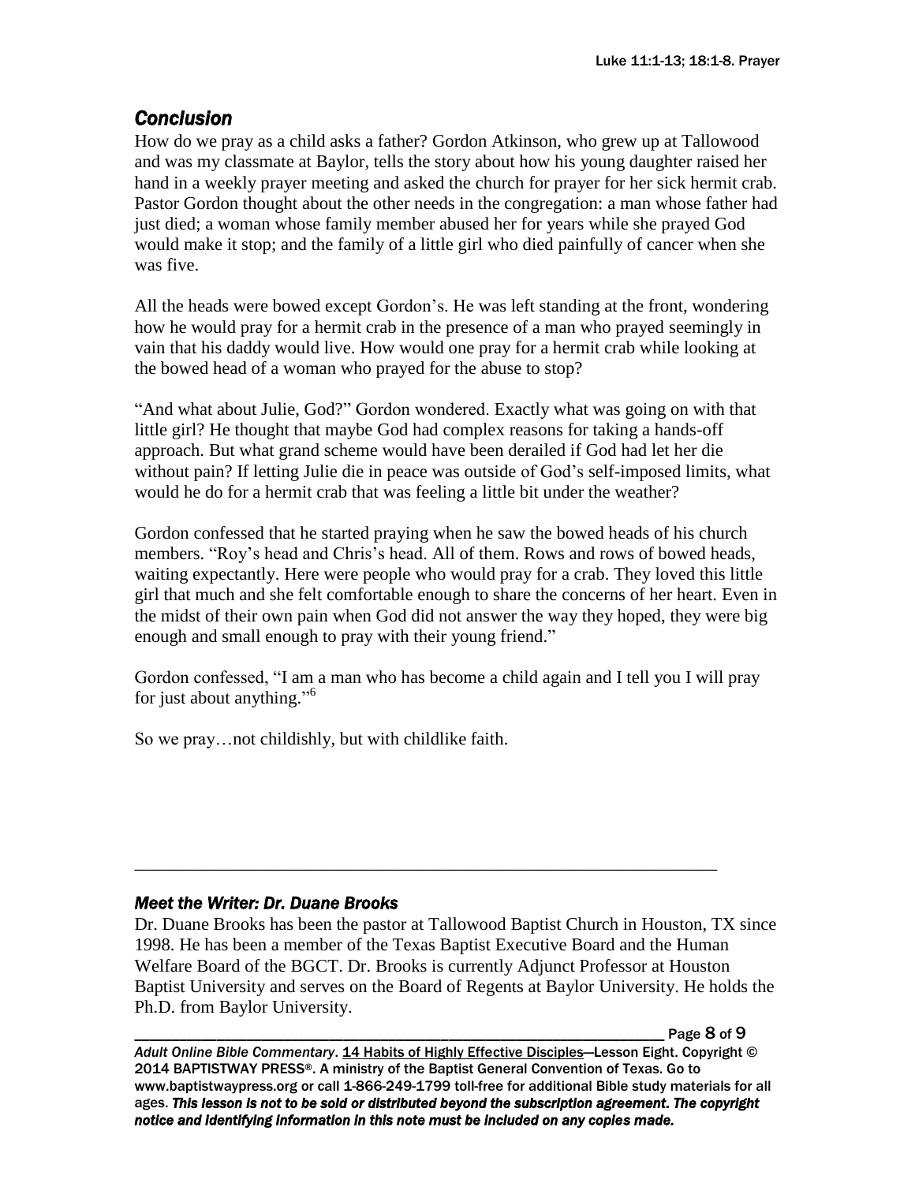## *Conclusion*

How do we pray as a child asks a father? Gordon Atkinson, who grew up at Tallowood and was my classmate at Baylor, tells the story about how his young daughter raised her hand in a weekly prayer meeting and asked the church for prayer for her sick hermit crab. Pastor Gordon thought about the other needs in the congregation: a man whose father had just died; a woman whose family member abused her for years while she prayed God would make it stop; and the family of a little girl who died painfully of cancer when she was five.

All the heads were bowed except Gordon's. He was left standing at the front, wondering how he would pray for a hermit crab in the presence of a man who prayed seemingly in vain that his daddy would live. How would one pray for a hermit crab while looking at the bowed head of a woman who prayed for the abuse to stop?

"And what about Julie, God?" Gordon wondered. Exactly what was going on with that little girl? He thought that maybe God had complex reasons for taking a hands-off approach. But what grand scheme would have been derailed if God had let her die without pain? If letting Julie die in peace was outside of God's self-imposed limits, what would he do for a hermit crab that was feeling a little bit under the weather?

Gordon confessed that he started praying when he saw the bowed heads of his church members. "Roy's head and Chris's head. All of them. Rows and rows of bowed heads, waiting expectantly. Here were people who would pray for a crab. They loved this little girl that much and she felt comfortable enough to share the concerns of her heart. Even in the midst of their own pain when God did not answer the way they hoped, they were big enough and small enough to pray with their young friend."

Gordon confessed, "I am a man who has become a child again and I tell you I will pray for just about anything."[6]

So we pray…not childishly, but with childlike faith.

---

### *Meet the Writer: Dr. Duane Brooks*

Dr. Duane Brooks has been the pastor at Tallowood Baptist Church in Houston, TX since 1998. He has been a member of the Texas Baptist Executive Board and the Human Welfare Board of the BGCT. Dr. Brooks is currently Adjunct Professor at Houston Baptist University and serves on the Board of Regents at Baylor University. He holds the Ph.D. from Baylor University.

*Adult Online Bible Commentary*. 14 Habits of Highly Effective Disciples—Lesson Eight. Copyright © 2014 BAPTISTWAY PRESS®. A ministry of the Baptist General Convention of Texas. Go to www.baptistwaypress.org or call 1-866-249-1799 toll-free for additional Bible study materials for all ages. ***This lesson is not to be sold or distributed beyond the subscription agreement. The copyright notice and identifying information in this note must be included on any copies made.***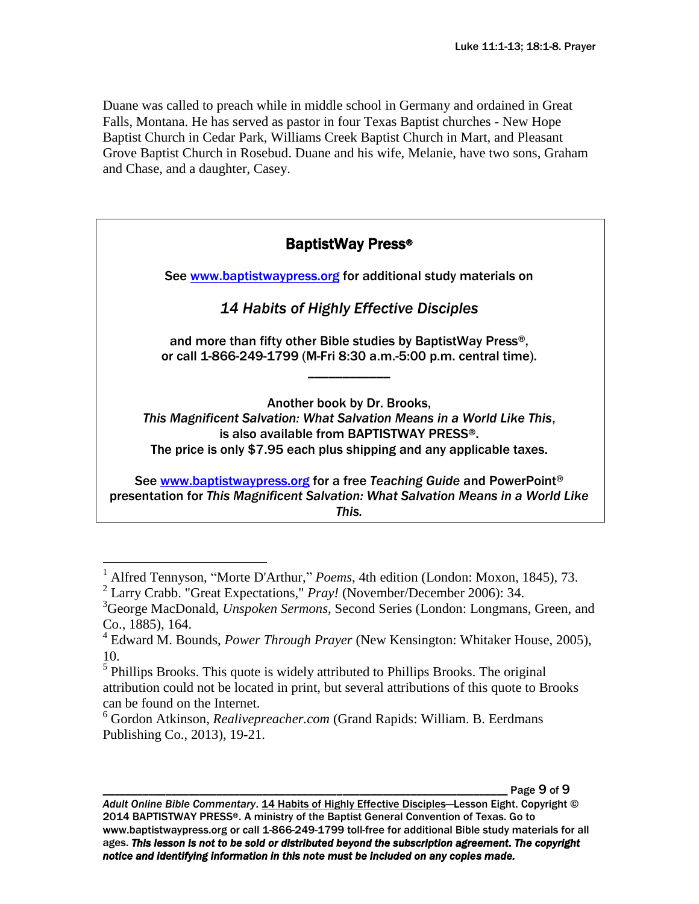Duane was called to preach while in middle school in Germany and ordained in Great Falls, Montana. He has served as pastor in four Texas Baptist churches - New Hope Baptist Church in Cedar Park, Williams Creek Baptist Church in Mart, and Pleasant Grove Baptist Church in Rosebud. Duane and his wife, Melanie, have two sons, Graham and Chase, and a daughter, Casey.

**BaptistWay Press®**

See www.baptistwaypress.org for additional study materials on

*14 Habits of Highly Effective Disciples*

and more than fifty other Bible studies by BaptistWay Press®, or call 1-866-249-1799 (M-Fri 8:30 a.m.-5:00 p.m. central time).

\_\_\_\_\_\_\_\_\_\_\_\_\_

Another book by Dr. Brooks, *This Magnificent Salvation: What Salvation Means in a World Like This*, is also available from BAPTISTWAY PRESS®. The price is only $7.95 each plus shipping and any applicable taxes.

See www.baptistwaypress.org for a free *Teaching Guide* and PowerPoint® presentation for *This Magnificent Salvation: What Salvation Means in a World Like This.*

---

[1] Alfred Tennyson, "Morte D'Arthur," *Poems*, 4th edition (London: Moxon, 1845), 73.

[2] Larry Crabb. "Great Expectations," *Pray!* (November/December 2006): 34.

[3] George MacDonald, *Unspoken Sermons*, Second Series (London: Longmans, Green, and Co., 1885), 164.

[4] Edward M. Bounds, *Power Through Prayer* (New Kensington: Whitaker House, 2005), 10.

[5] Phillips Brooks. This quote is widely attributed to Phillips Brooks. The original attribution could not be located in print, but several attributions of this quote to Brooks can be found on the Internet.

[6] Gordon Atkinson, *Realivepreacher.com* (Grand Rapids: William. B. Eerdmans Publishing Co., 2013), 19-21.

*Adult Online Bible Commentary*. 14 Habits of Highly Effective Disciples—Lesson Eight. Copyright © 2014 BAPTISTWAY PRESS®. A ministry of the Baptist General Convention of Texas. Go to www.baptistwaypress.org or call 1-866-249-1799 toll-free for additional Bible study materials for all ages. ***This lesson is not to be sold or distributed beyond the subscription agreement. The copyright notice and identifying information in this note must be included on any copies made.***